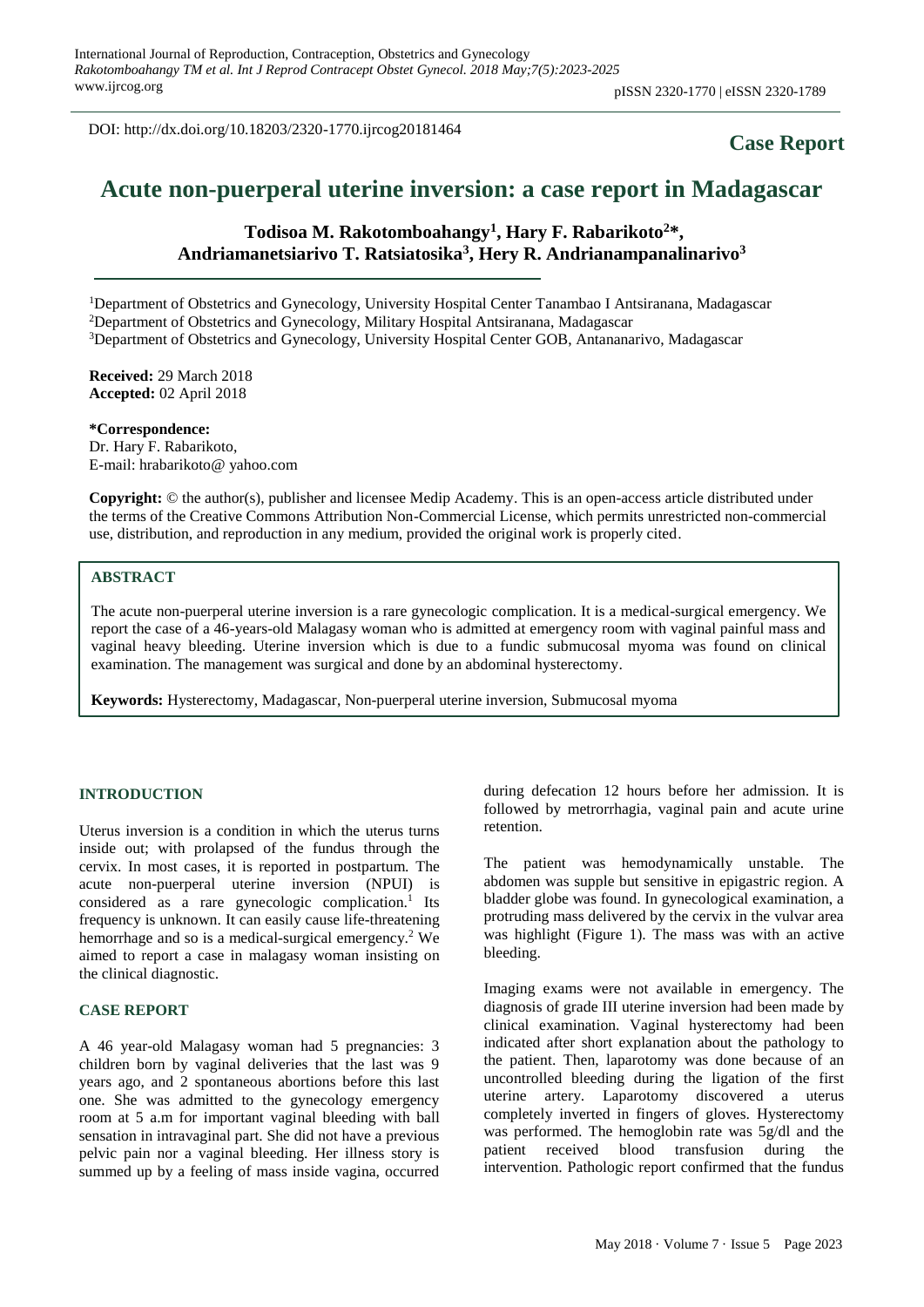DOI: http://dx.doi.org/10.18203/2320-1770.ijrcog20181464

**Case Report**

# Acute non-puerperal uterine inversion: a case report in Madagascar

**Todisoa M. Rakotomboahangy[1], Hary F. Rabarikoto[2]*, Andriamanetsiarivo T. Ratsiatosika[3], Hery R. Andrianampanalinarivo[3]**

[1]Department of Obstetrics and Gynecology, University Hospital Center Tanambao I Antsiranana, Madagascar
[2]Department of Obstetrics and Gynecology, Military Hospital Antsiranana, Madagascar
[3]Department of Obstetrics and Gynecology, University Hospital Center GOB, Antananarivo, Madagascar

**Received:** 29 March 2018
**Accepted:** 02 April 2018

**\*Correspondence:**
Dr. Hary F. Rabarikoto,
E-mail: hrabarikoto@ yahoo.com

**Copyright:** © the author(s), publisher and licensee Medip Academy. This is an open-access article distributed under the terms of the Creative Commons Attribution Non-Commercial License, which permits unrestricted non-commercial use, distribution, and reproduction in any medium, provided the original work is properly cited.

## ABSTRACT

The acute non-puerperal uterine inversion is a rare gynecologic complication. It is a medical-surgical emergency. We report the case of a 46-years-old Malagasy woman who is admitted at emergency room with vaginal painful mass and vaginal heavy bleeding. Uterine inversion which is due to a fundic submucosal myoma was found on clinical examination. The management was surgical and done by an abdominal hysterectomy.

**Keywords:** Hysterectomy, Madagascar, Non-puerperal uterine inversion, Submucosal myoma

## INTRODUCTION

Uterus inversion is a condition in which the uterus turns inside out; with prolapsed of the fundus through the cervix. In most cases, it is reported in postpartum. The acute non-puerperal uterine inversion (NPUI) is considered as a rare gynecologic complication.[1] Its frequency is unknown. It can easily cause life-threatening hemorrhage and so is a medical-surgical emergency.[2] We aimed to report a case in malagasy woman insisting on the clinical diagnostic.

## CASE REPORT

A 46 year-old Malagasy woman had 5 pregnancies: 3 children born by vaginal deliveries that the last was 9 years ago, and 2 spontaneous abortions before this last one. She was admitted to the gynecology emergency room at 5 a.m for important vaginal bleeding with ball sensation in intravaginal part. She did not have a previous pelvic pain nor a vaginal bleeding. Her illness story is summed up by a feeling of mass inside vagina, occurred during defecation 12 hours before her admission. It is followed by metrorrhagia, vaginal pain and acute urine retention.

The patient was hemodynamically unstable. The abdomen was supple but sensitive in epigastric region. A bladder globe was found. In gynecological examination, a protruding mass delivered by the cervix in the vulvar area was highlight (Figure 1). The mass was with an active bleeding.

Imaging exams were not available in emergency. The diagnosis of grade III uterine inversion had been made by clinical examination. Vaginal hysterectomy had been indicated after short explanation about the pathology to the patient. Then, laparotomy was done because of an uncontrolled bleeding during the ligation of the first uterine artery. Laparotomy discovered a uterus completely inverted in fingers of gloves. Hysterectomy was performed. The hemoglobin rate was 5g/dl and the patient received blood transfusion during the intervention. Pathologic report confirmed that the fundus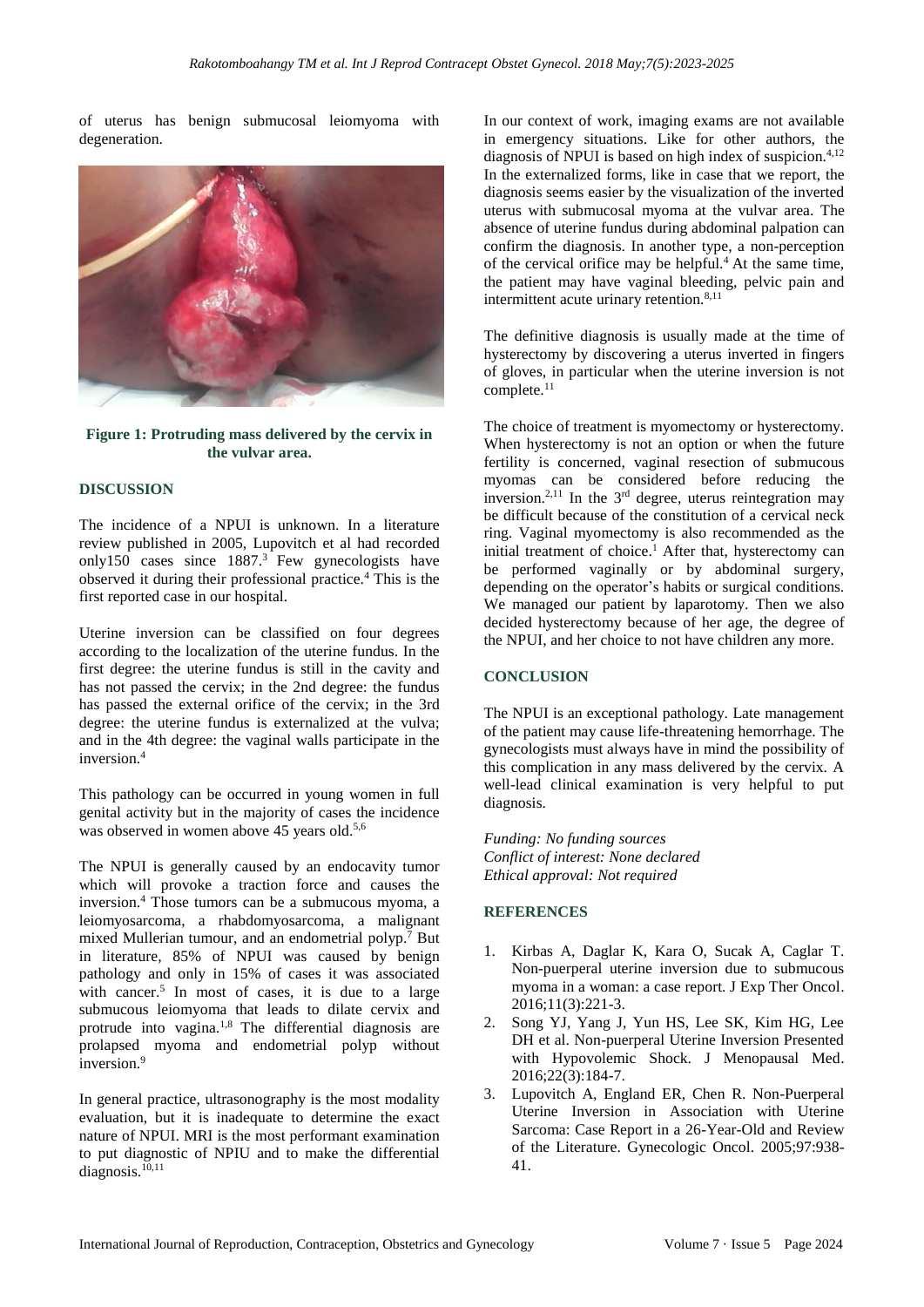of uterus has benign submucosal leiomyoma with degeneration.

**Figure 1: Protruding mass delivered by the cervix in the vulvar area.**

## DISCUSSION

The incidence of a NPUI is unknown. In a literature review published in 2005, Lupovitch et al had recorded only150 cases since 1887.[3] Few gynecologists have observed it during their professional practice.[4] This is the first reported case in our hospital.

Uterine inversion can be classified on four degrees according to the localization of the uterine fundus. In the first degree: the uterine fundus is still in the cavity and has not passed the cervix; in the 2nd degree: the fundus has passed the external orifice of the cervix; in the 3rd degree: the uterine fundus is externalized at the vulva; and in the 4th degree: the vaginal walls participate in the inversion.[4]

This pathology can be occurred in young women in full genital activity but in the majority of cases the incidence was observed in women above 45 years old.[5,6]

The NPUI is generally caused by an endocavity tumor which will provoke a traction force and causes the inversion.[4] Those tumors can be a submucous myoma, a leiomyosarcoma, a rhabdomyosarcoma, a malignant mixed Mullerian tumour, and an endometrial polyp.[7] But in literature, 85% of NPUI was caused by benign pathology and only in 15% of cases it was associated with cancer.[5] In most of cases, it is due to a large submucous leiomyoma that leads to dilate cervix and protrude into vagina.[1,8] The differential diagnosis are prolapsed myoma and endometrial polyp without inversion.[9]

In general practice, ultrasonography is the most modality evaluation, but it is inadequate to determine the exact nature of NPUI. MRI is the most performant examination to put diagnostic of NPIU and to make the differential diagnosis.[10,11]

In our context of work, imaging exams are not available in emergency situations. Like for other authors, the diagnosis of NPUI is based on high index of suspicion.[4,12] In the externalized forms, like in case that we report, the diagnosis seems easier by the visualization of the inverted uterus with submucosal myoma at the vulvar area. The absence of uterine fundus during abdominal palpation can confirm the diagnosis. In another type, a non-perception of the cervical orifice may be helpful.[4] At the same time, the patient may have vaginal bleeding, pelvic pain and intermittent acute urinary retention.[8,11]

The definitive diagnosis is usually made at the time of hysterectomy by discovering a uterus inverted in fingers of gloves, in particular when the uterine inversion is not complete.[11]

The choice of treatment is myomectomy or hysterectomy. When hysterectomy is not an option or when the future fertility is concerned, vaginal resection of submucous myomas can be considered before reducing the inversion.[2,11] In the 3rd degree, uterus reintegration may be difficult because of the constitution of a cervical neck ring. Vaginal myomectomy is also recommended as the initial treatment of choice.[1] After that, hysterectomy can be performed vaginally or by abdominal surgery, depending on the operator's habits or surgical conditions. We managed our patient by laparotomy. Then we also decided hysterectomy because of her age, the degree of the NPUI, and her choice to not have children any more.

## CONCLUSION

The NPUI is an exceptional pathology. Late management of the patient may cause life-threatening hemorrhage. The gynecologists must always have in mind the possibility of this complication in any mass delivered by the cervix. A well-lead clinical examination is very helpful to put diagnosis.

*Funding: No funding sources*
*Conflict of interest: None declared*
*Ethical approval: Not required*

## REFERENCES

1. Kirbas A, Daglar K, Kara O, Sucak A, Caglar T. Non-puerperal uterine inversion due to submucous myoma in a woman: a case report. J Exp Ther Oncol. 2016;11(3):221-3.
2. Song YJ, Yang J, Yun HS, Lee SK, Kim HG, Lee DH et al. Non-puerperal Uterine Inversion Presented with Hypovolemic Shock. J Menopausal Med. 2016;22(3):184-7.
3. Lupovitch A, England ER, Chen R. Non-Puerperal Uterine Inversion in Association with Uterine Sarcoma: Case Report in a 26-Year-Old and Review of the Literature. Gynecologic Oncol. 2005;97:938-41.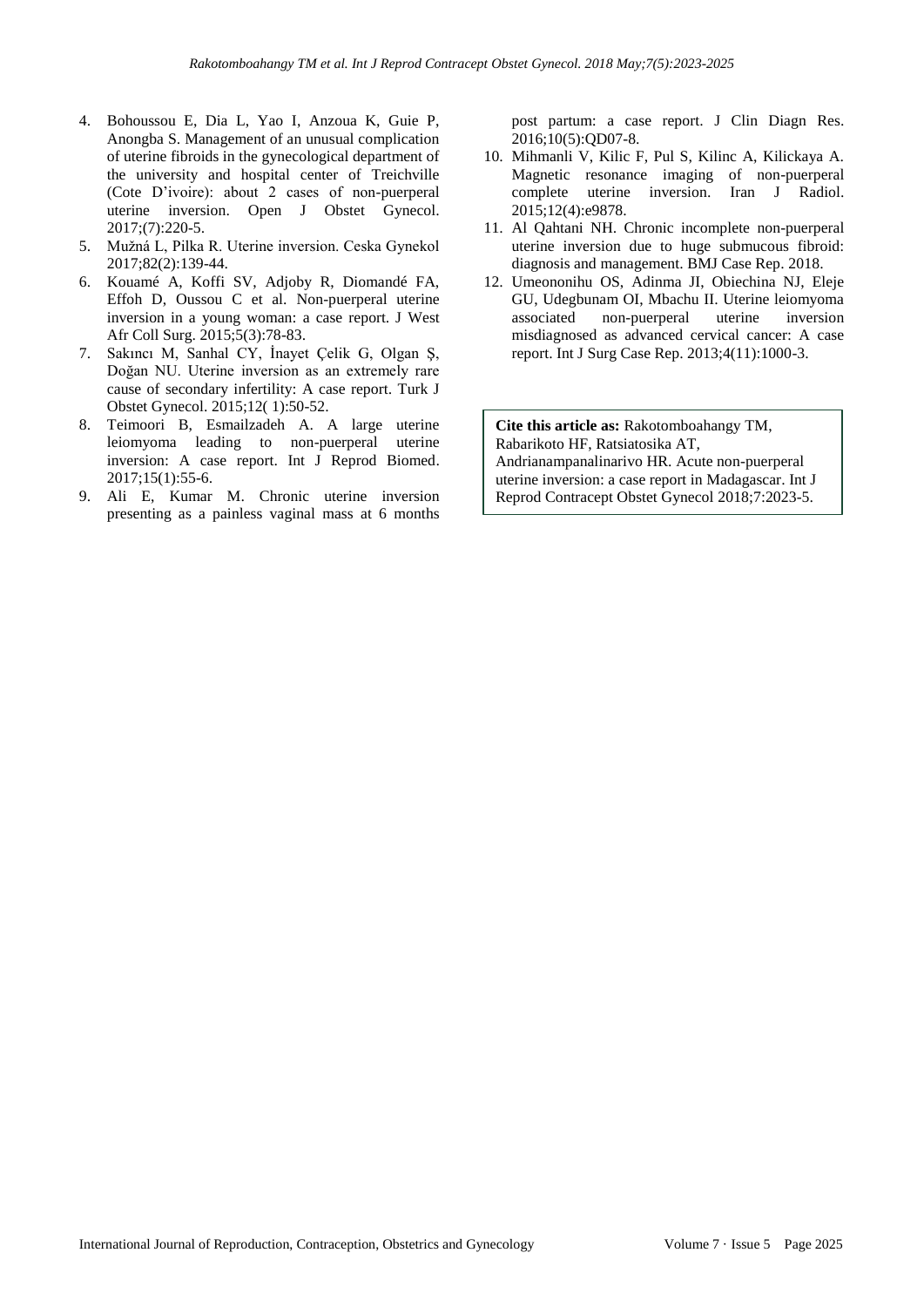4. Bohoussou E, Dia L, Yao I, Anzoua K, Guie P, Anongba S. Management of an unusual complication of uterine fibroids in the gynecological department of the university and hospital center of Treichville (Cote D'ivoire): about 2 cases of non-puerperal uterine inversion. Open J Obstet Gynecol. 2017;(7):220-5.
5. Mužná L, Pilka R. Uterine inversion. Ceska Gynekol 2017;82(2):139-44.
6. Kouamé A, Koffi SV, Adjoby R, Diomandé FA, Effoh D, Oussou C et al. Non-puerperal uterine inversion in a young woman: a case report. J West Afr Coll Surg. 2015;5(3):78-83.
7. Sakıncı M, Sanhal CY, İnayet Çelik G, Olgan Ş, Doğan NU. Uterine inversion as an extremely rare cause of secondary infertility: A case report. Turk J Obstet Gynecol. 2015;12( 1):50-52.
8. Teimoori B, Esmailzadeh A. A large uterine leiomyoma leading to non-puerperal uterine inversion: A case report. Int J Reprod Biomed. 2017;15(1):55-6.
9. Ali E, Kumar M. Chronic uterine inversion presenting as a painless vaginal mass at 6 months post partum: a case report. J Clin Diagn Res. 2016;10(5):QD07-8.
10. Mihmanli V, Kilic F, Pul S, Kilinc A, Kilickaya A. Magnetic resonance imaging of non-puerperal complete uterine inversion. Iran J Radiol. 2015;12(4):e9878.
11. Al Qahtani NH. Chronic incomplete non-puerperal uterine inversion due to huge submucous fibroid: diagnosis and management. BMJ Case Rep. 2018.
12. Umeononihu OS, Adinma JI, Obiechina NJ, Eleje GU, Udegbunam OI, Mbachu II. Uterine leiomyoma associated non-puerperal uterine inversion misdiagnosed as advanced cervical cancer: A case report. Int J Surg Case Rep. 2013;4(11):1000-3.

**Cite this article as:** Rakotomboahangy TM, Rabarikoto HF, Ratsiatosika AT, Andrianampanalinarivo HR. Acute non-puerperal uterine inversion: a case report in Madagascar. Int J Reprod Contracept Obstet Gynecol 2018;7:2023-5.